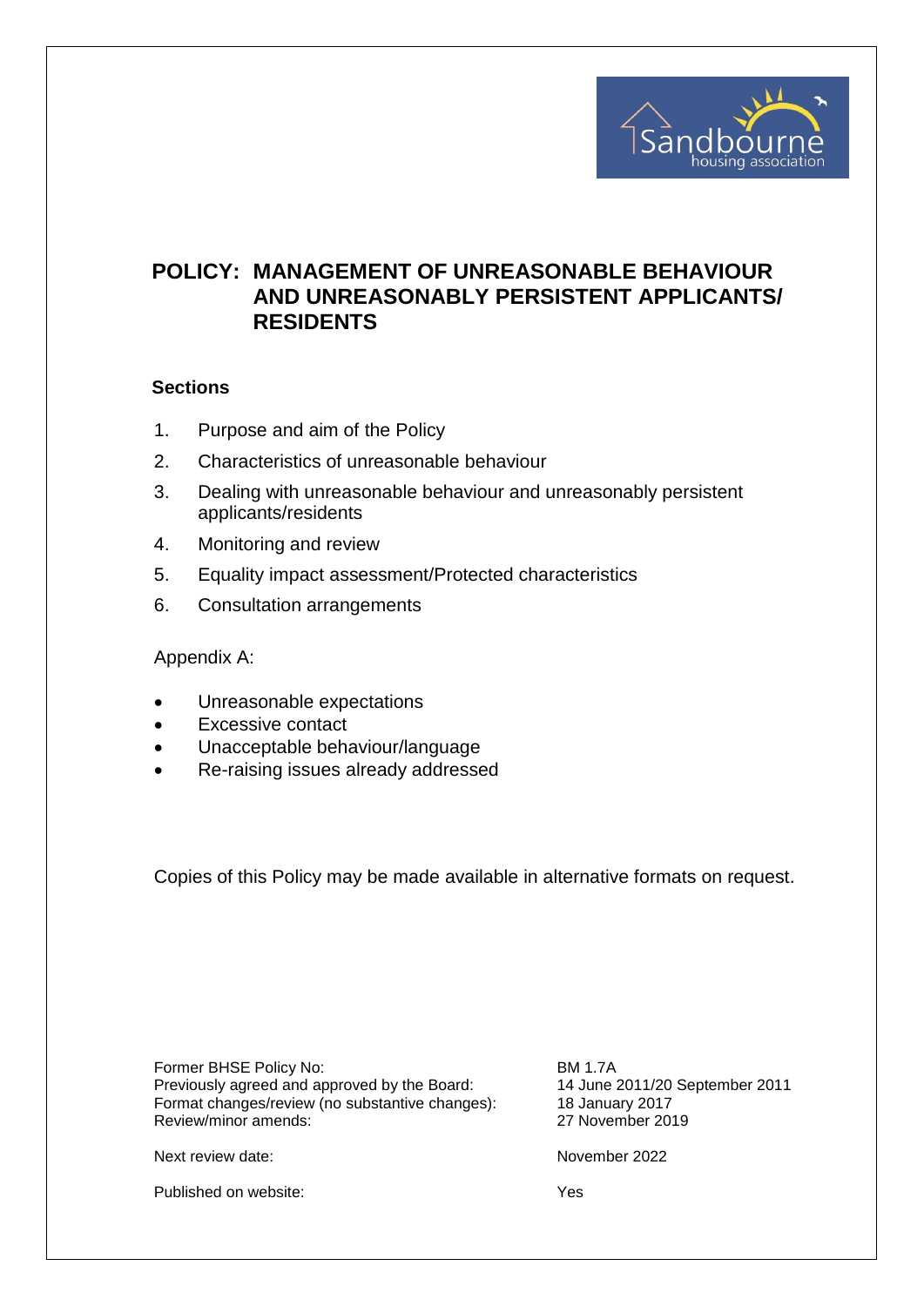# POLICY: MANAGEMENT OF UNREASONABLE BEHAVIOUR AND UNREASONABLY PERSISTENT APPLICANTS/ RESIDENTS

**Sections**

1. Purpose and aim of the Policy
2. Characteristics of unreasonable behaviour
3. Dealing with unreasonable behaviour and unreasonably persistent applicants/residents
4. Monitoring and review
5. Equality impact assessment/Protected characteristics
6. Consultation arrangements

Appendix A:

- Unreasonable expectations
- Excessive contact
- Unacceptable behaviour/language
- Re-raising issues already addressed

Copies of this Policy may be made available in alternative formats on request.

| | |
|---|---|
| Former BHSE Policy No: | BM 1.7A |
| Previously agreed and approved by the Board: | 14 June 2011/20 September 2011 |
| Format changes/review (no substantive changes): | 18 January 2017 |
| Review/minor amends: | 27 November 2019 |
| Next review date: | November 2022 |
| Published on website: | Yes |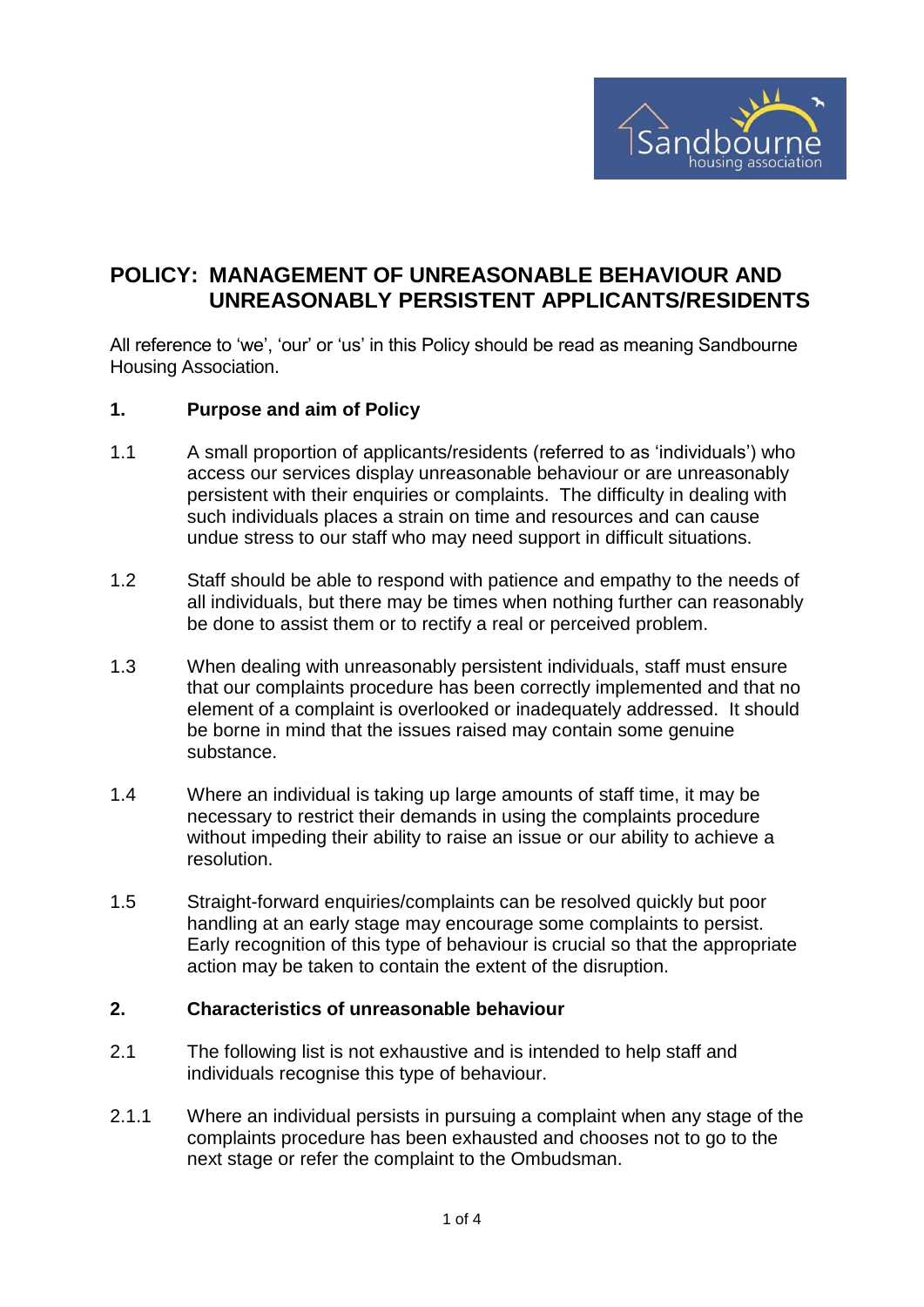# POLICY: MANAGEMENT OF UNREASONABLE BEHAVIOUR AND UNREASONABLY PERSISTENT APPLICANTS/RESIDENTS

All reference to 'we', 'our' or 'us' in this Policy should be read as meaning Sandbourne Housing Association.

## 1. Purpose and aim of Policy

1.1 A small proportion of applicants/residents (referred to as 'individuals') who access our services display unreasonable behaviour or are unreasonably persistent with their enquiries or complaints. The difficulty in dealing with such individuals places a strain on time and resources and can cause undue stress to our staff who may need support in difficult situations.

1.2 Staff should be able to respond with patience and empathy to the needs of all individuals, but there may be times when nothing further can reasonably be done to assist them or to rectify a real or perceived problem.

1.3 When dealing with unreasonably persistent individuals, staff must ensure that our complaints procedure has been correctly implemented and that no element of a complaint is overlooked or inadequately addressed. It should be borne in mind that the issues raised may contain some genuine substance.

1.4 Where an individual is taking up large amounts of staff time, it may be necessary to restrict their demands in using the complaints procedure without impeding their ability to raise an issue or our ability to achieve a resolution.

1.5 Straight-forward enquiries/complaints can be resolved quickly but poor handling at an early stage may encourage some complaints to persist. Early recognition of this type of behaviour is crucial so that the appropriate action may be taken to contain the extent of the disruption.

## 2. Characteristics of unreasonable behaviour

2.1 The following list is not exhaustive and is intended to help staff and individuals recognise this type of behaviour.

2.1.1 Where an individual persists in pursuing a complaint when any stage of the complaints procedure has been exhausted and chooses not to go to the next stage or refer the complaint to the Ombudsman.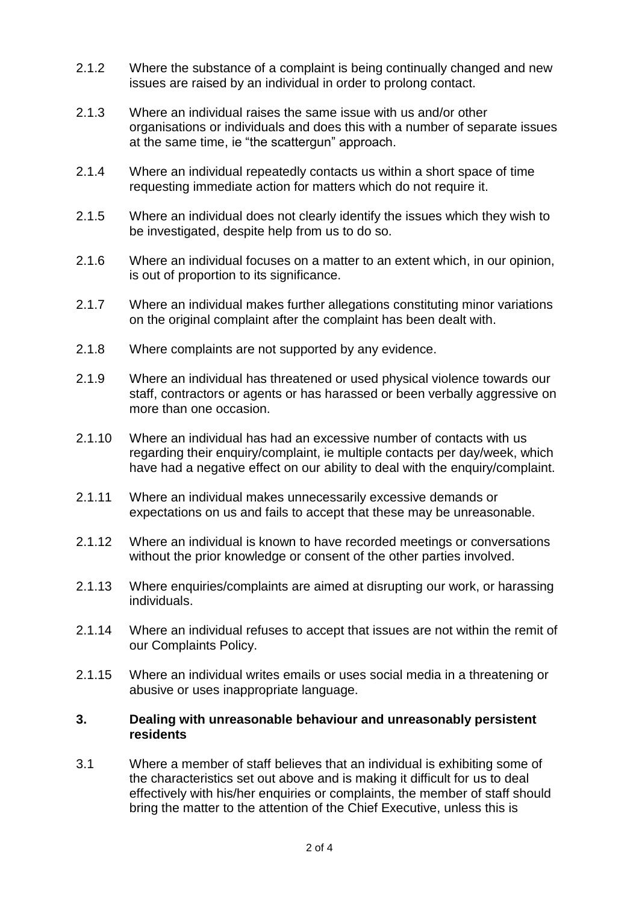2.1.2 Where the substance of a complaint is being continually changed and new issues are raised by an individual in order to prolong contact.

2.1.3 Where an individual raises the same issue with us and/or other organisations or individuals and does this with a number of separate issues at the same time, ie "the scattergun" approach.

2.1.4 Where an individual repeatedly contacts us within a short space of time requesting immediate action for matters which do not require it.

2.1.5 Where an individual does not clearly identify the issues which they wish to be investigated, despite help from us to do so.

2.1.6 Where an individual focuses on a matter to an extent which, in our opinion, is out of proportion to its significance.

2.1.7 Where an individual makes further allegations constituting minor variations on the original complaint after the complaint has been dealt with.

2.1.8 Where complaints are not supported by any evidence.

2.1.9 Where an individual has threatened or used physical violence towards our staff, contractors or agents or has harassed or been verbally aggressive on more than one occasion.

2.1.10 Where an individual has had an excessive number of contacts with us regarding their enquiry/complaint, ie multiple contacts per day/week, which have had a negative effect on our ability to deal with the enquiry/complaint.

2.1.11 Where an individual makes unnecessarily excessive demands or expectations on us and fails to accept that these may be unreasonable.

2.1.12 Where an individual is known to have recorded meetings or conversations without the prior knowledge or consent of the other parties involved.

2.1.13 Where enquiries/complaints are aimed at disrupting our work, or harassing individuals.

2.1.14 Where an individual refuses to accept that issues are not within the remit of our Complaints Policy.

2.1.15 Where an individual writes emails or uses social media in a threatening or abusive or uses inappropriate language.

## 3. Dealing with unreasonable behaviour and unreasonably persistent residents

3.1 Where a member of staff believes that an individual is exhibiting some of the characteristics set out above and is making it difficult for us to deal effectively with his/her enquiries or complaints, the member of staff should bring the matter to the attention of the Chief Executive, unless this is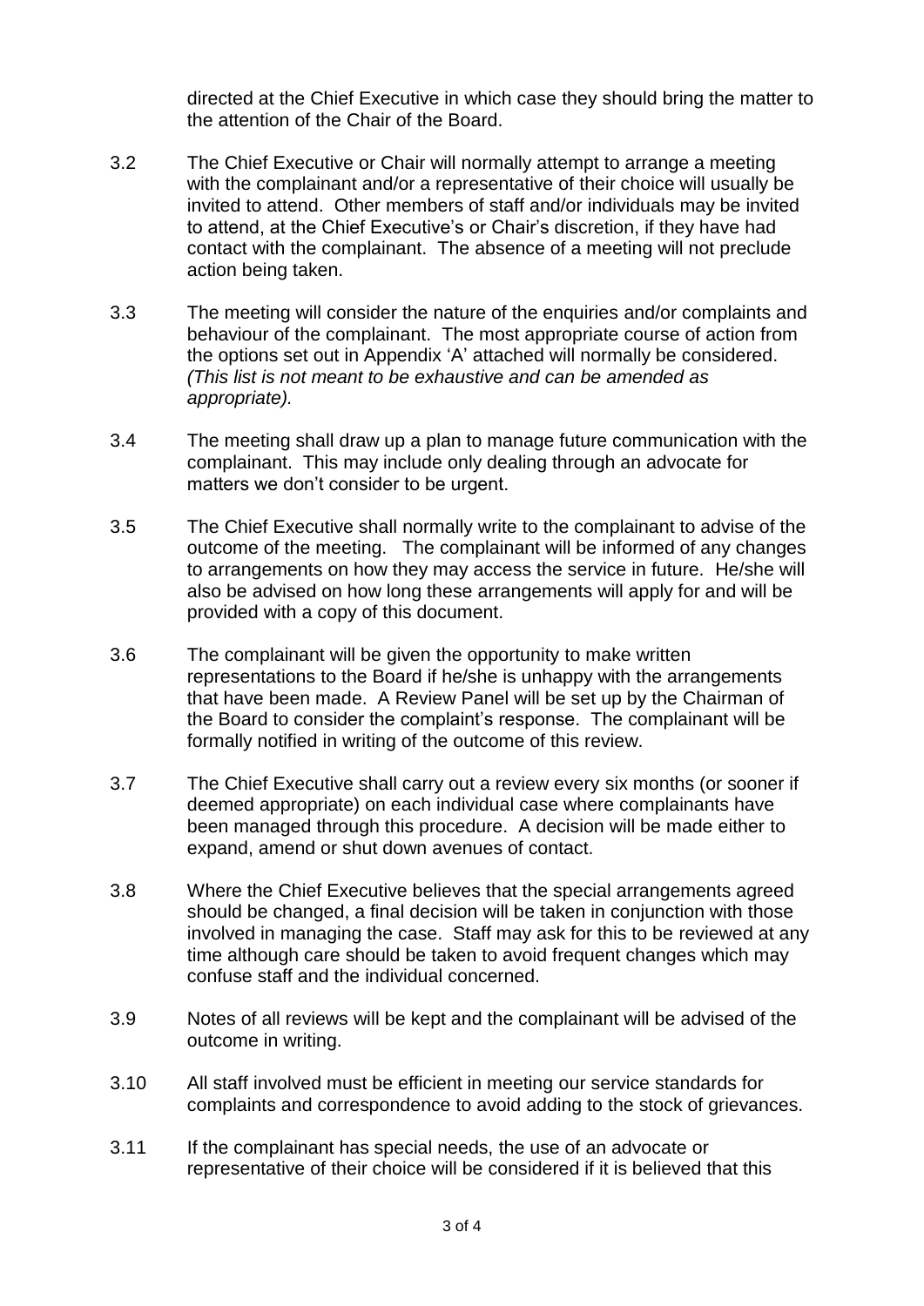directed at the Chief Executive in which case they should bring the matter to the attention of the Chair of the Board.

3.2 The Chief Executive or Chair will normally attempt to arrange a meeting with the complainant and/or a representative of their choice will usually be invited to attend. Other members of staff and/or individuals may be invited to attend, at the Chief Executive's or Chair's discretion, if they have had contact with the complainant. The absence of a meeting will not preclude action being taken.

3.3 The meeting will consider the nature of the enquiries and/or complaints and behaviour of the complainant. The most appropriate course of action from the options set out in Appendix 'A' attached will normally be considered. *(This list is not meant to be exhaustive and can be amended as appropriate).*

3.4 The meeting shall draw up a plan to manage future communication with the complainant. This may include only dealing through an advocate for matters we don't consider to be urgent.

3.5 The Chief Executive shall normally write to the complainant to advise of the outcome of the meeting. The complainant will be informed of any changes to arrangements on how they may access the service in future. He/she will also be advised on how long these arrangements will apply for and will be provided with a copy of this document.

3.6 The complainant will be given the opportunity to make written representations to the Board if he/she is unhappy with the arrangements that have been made. A Review Panel will be set up by the Chairman of the Board to consider the complaint's response. The complainant will be formally notified in writing of the outcome of this review.

3.7 The Chief Executive shall carry out a review every six months (or sooner if deemed appropriate) on each individual case where complainants have been managed through this procedure. A decision will be made either to expand, amend or shut down avenues of contact.

3.8 Where the Chief Executive believes that the special arrangements agreed should be changed, a final decision will be taken in conjunction with those involved in managing the case. Staff may ask for this to be reviewed at any time although care should be taken to avoid frequent changes which may confuse staff and the individual concerned.

3.9 Notes of all reviews will be kept and the complainant will be advised of the outcome in writing.

3.10 All staff involved must be efficient in meeting our service standards for complaints and correspondence to avoid adding to the stock of grievances.

3.11 If the complainant has special needs, the use of an advocate or representative of their choice will be considered if it is believed that this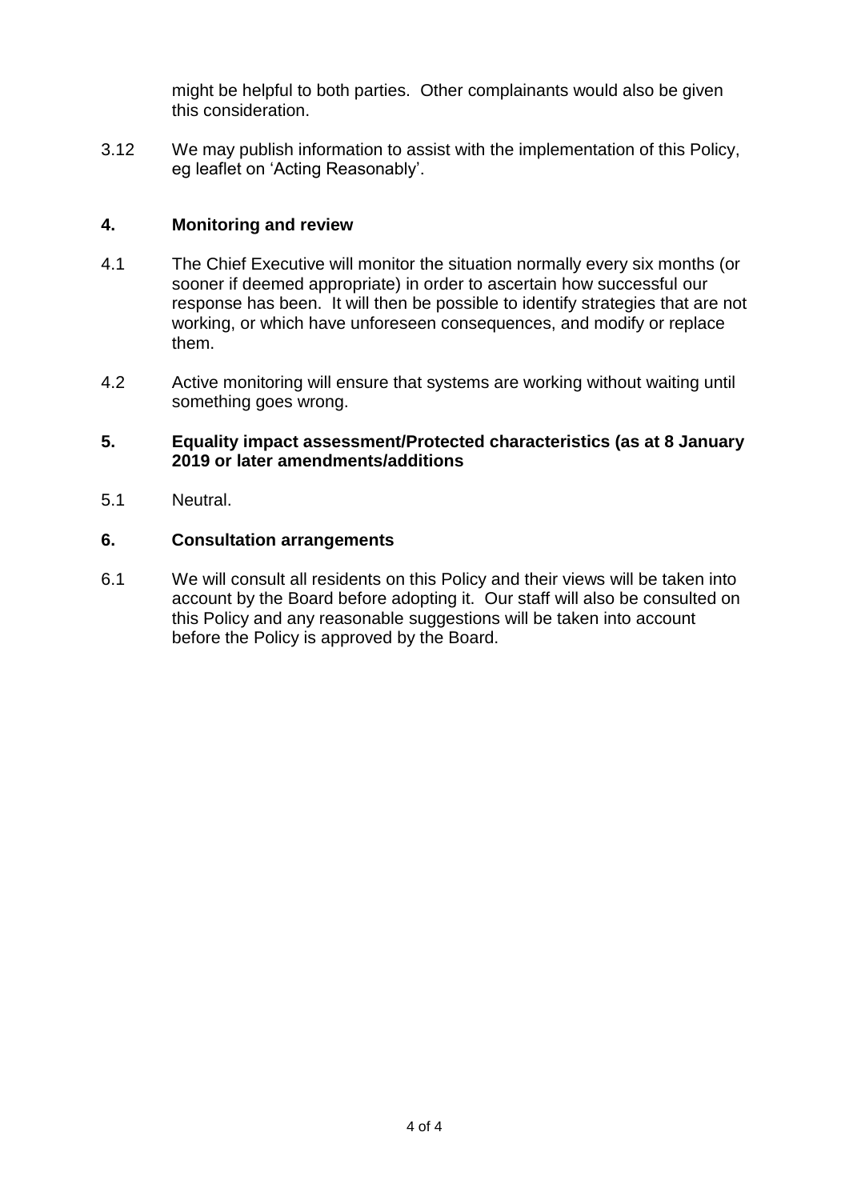might be helpful to both parties. Other complainants would also be given this consideration.

3.12 We may publish information to assist with the implementation of this Policy, eg leaflet on 'Acting Reasonably'.

## 4. Monitoring and review

4.1 The Chief Executive will monitor the situation normally every six months (or sooner if deemed appropriate) in order to ascertain how successful our response has been. It will then be possible to identify strategies that are not working, or which have unforeseen consequences, and modify or replace them.

4.2 Active monitoring will ensure that systems are working without waiting until something goes wrong.

## 5. Equality impact assessment/Protected characteristics (as at 8 January 2019 or later amendments/additions

5.1 Neutral.

## 6. Consultation arrangements

6.1 We will consult all residents on this Policy and their views will be taken into account by the Board before adopting it. Our staff will also be consulted on this Policy and any reasonable suggestions will be taken into account before the Policy is approved by the Board.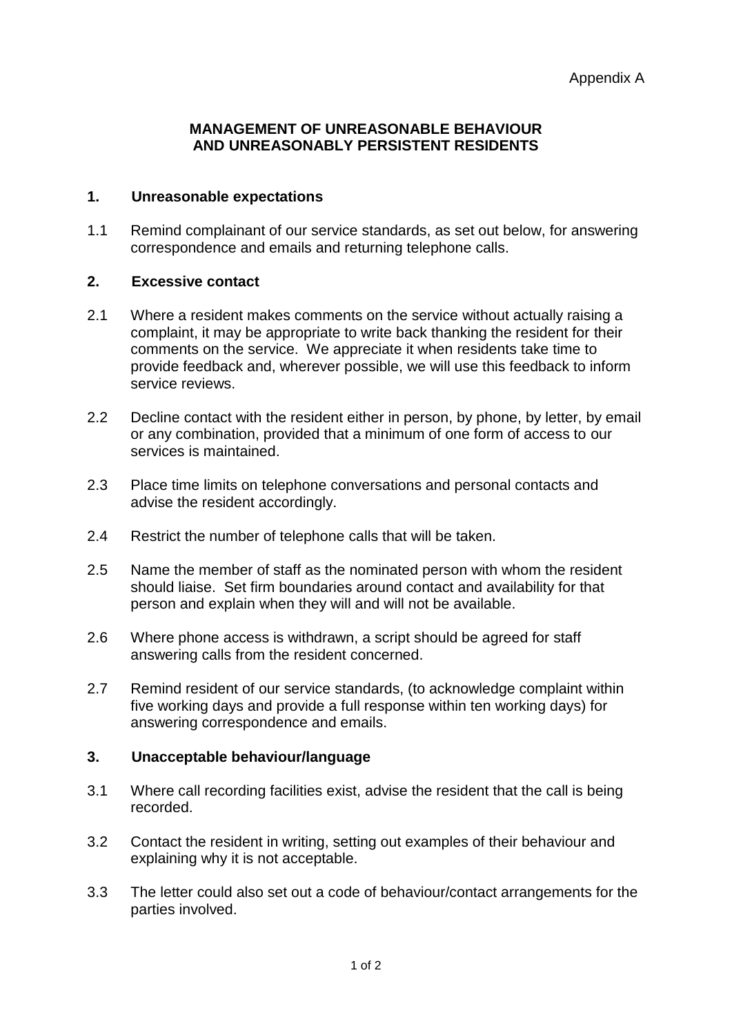Appendix A

**MANAGEMENT OF UNREASONABLE BEHAVIOUR AND UNREASONABLY PERSISTENT RESIDENTS**

## 1. Unreasonable expectations

1.1 Remind complainant of our service standards, as set out below, for answering correspondence and emails and returning telephone calls.

## 2. Excessive contact

2.1 Where a resident makes comments on the service without actually raising a complaint, it may be appropriate to write back thanking the resident for their comments on the service. We appreciate it when residents take time to provide feedback and, wherever possible, we will use this feedback to inform service reviews.

2.2 Decline contact with the resident either in person, by phone, by letter, by email or any combination, provided that a minimum of one form of access to our services is maintained.

2.3 Place time limits on telephone conversations and personal contacts and advise the resident accordingly.

2.4 Restrict the number of telephone calls that will be taken.

2.5 Name the member of staff as the nominated person with whom the resident should liaise. Set firm boundaries around contact and availability for that person and explain when they will and will not be available.

2.6 Where phone access is withdrawn, a script should be agreed for staff answering calls from the resident concerned.

2.7 Remind resident of our service standards, (to acknowledge complaint within five working days and provide a full response within ten working days) for answering correspondence and emails.

## 3. Unacceptable behaviour/language

3.1 Where call recording facilities exist, advise the resident that the call is being recorded.

3.2 Contact the resident in writing, setting out examples of their behaviour and explaining why it is not acceptable.

3.3 The letter could also set out a code of behaviour/contact arrangements for the parties involved.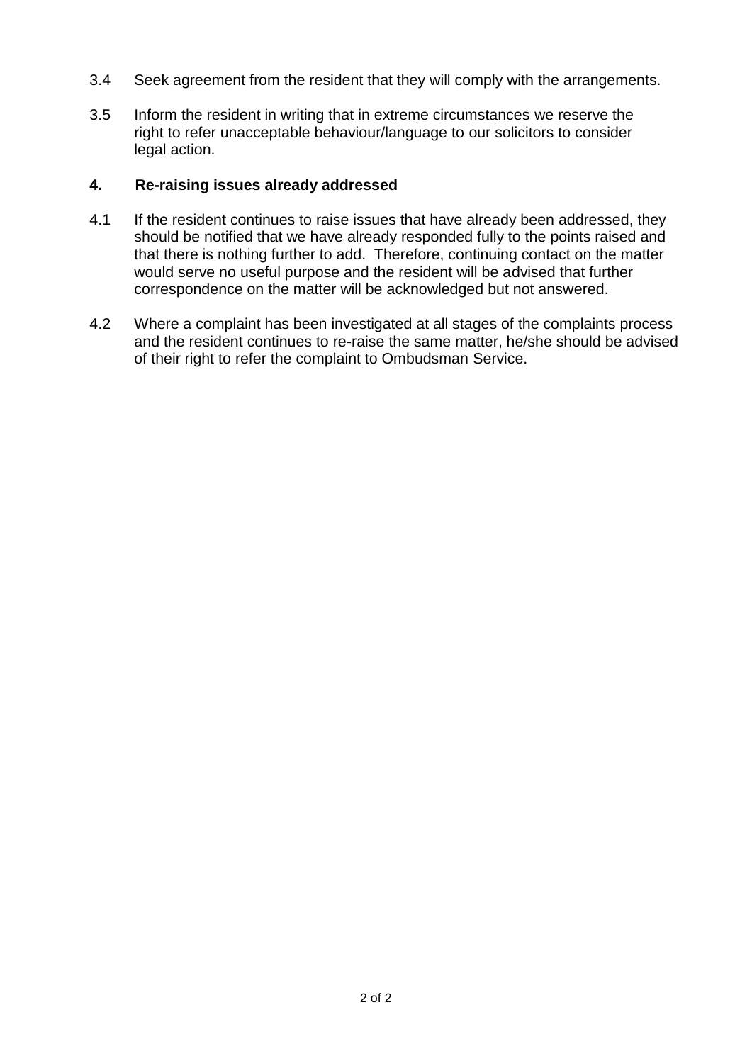3.4 Seek agreement from the resident that they will comply with the arrangements.

3.5 Inform the resident in writing that in extreme circumstances we reserve the right to refer unacceptable behaviour/language to our solicitors to consider legal action.

## 4. Re-raising issues already addressed

4.1 If the resident continues to raise issues that have already been addressed, they should be notified that we have already responded fully to the points raised and that there is nothing further to add. Therefore, continuing contact on the matter would serve no useful purpose and the resident will be advised that further correspondence on the matter will be acknowledged but not answered.

4.2 Where a complaint has been investigated at all stages of the complaints process and the resident continues to re-raise the same matter, he/she should be advised of their right to refer the complaint to Ombudsman Service.